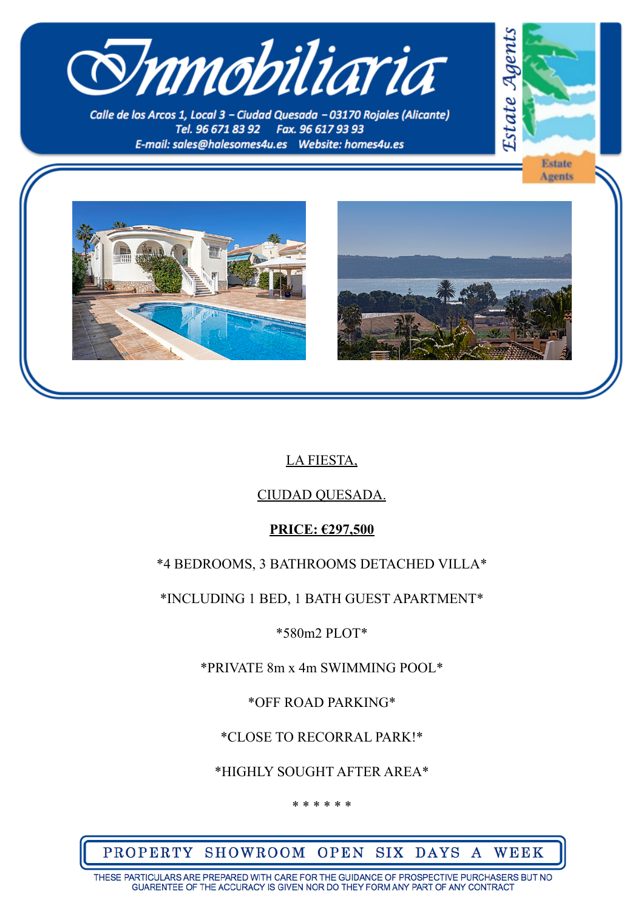# Inmobiliaria

Calle de los Arcos 1, Local 3 – Ciudad Quesada – 03170 Rojales (Alicante)
Tel. 96 671 83 92 Fax. 96 617 93 93
E-mail: sales@halesomes4u.es Website: homes4u.es

Estate Agents

LA FIESTA,

CIUDAD QUESADA.

**PRICE: €297,500**

*4 BEDROOMS, 3 BATHROOMS DETACHED VILLA*

*INCLUDING 1 BED, 1 BATH GUEST APARTMENT*

*580m2 PLOT*

*PRIVATE 8m x 4m SWIMMING POOL*

*OFF ROAD PARKING*

*CLOSE TO RECORRAL PARK!*

*HIGHLY SOUGHT AFTER AREA*

* * * * * *

PROPERTY SHOWROOM OPEN SIX DAYS A WEEK

THESE PARTICULARS ARE PREPARED WITH CARE FOR THE GUIDANCE OF PROSPECTIVE PURCHASERS BUT NO GUARENTEE OF THE ACCURACY IS GIVEN NOR DO THEY FORM ANY PART OF ANY CONTRACT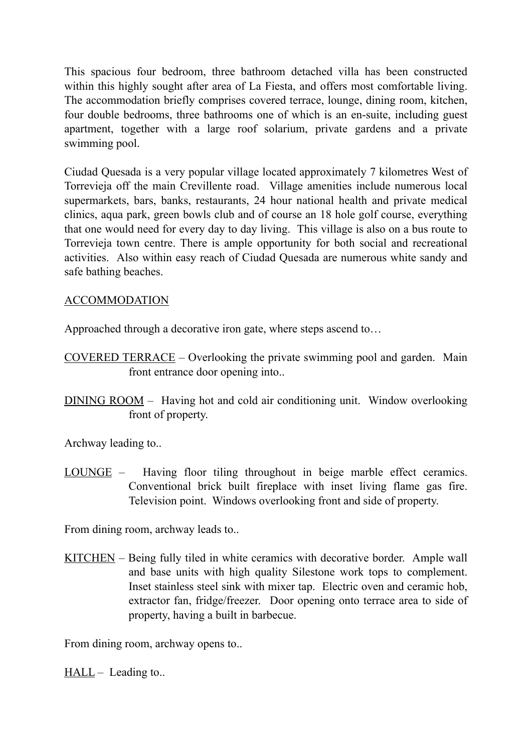This spacious four bedroom, three bathroom detached villa has been constructed within this highly sought after area of La Fiesta, and offers most comfortable living. The accommodation briefly comprises covered terrace, lounge, dining room, kitchen, four double bedrooms, three bathrooms one of which is an en-suite, including guest apartment, together with a large roof solarium, private gardens and a private swimming pool.

Ciudad Quesada is a very popular village located approximately 7 kilometres West of Torrevieja off the main Crevillente road. Village amenities include numerous local supermarkets, bars, banks, restaurants, 24 hour national health and private medical clinics, aqua park, green bowls club and of course an 18 hole golf course, everything that one would need for every day to day living. This village is also on a bus route to Torrevieja town centre. There is ample opportunity for both social and recreational activities. Also within easy reach of Ciudad Quesada are numerous white sandy and safe bathing beaches.

ACCOMMODATION

Approached through a decorative iron gate, where steps ascend to…

COVERED TERRACE – Overlooking the private swimming pool and garden. Main front entrance door opening into..

DINING ROOM – Having hot and cold air conditioning unit. Window overlooking front of property.

Archway leading to..

LOUNGE – Having floor tiling throughout in beige marble effect ceramics. Conventional brick built fireplace with inset living flame gas fire. Television point. Windows overlooking front and side of property.

From dining room, archway leads to..

KITCHEN – Being fully tiled in white ceramics with decorative border. Ample wall and base units with high quality Silestone work tops to complement. Inset stainless steel sink with mixer tap. Electric oven and ceramic hob, extractor fan, fridge/freezer. Door opening onto terrace area to side of property, having a built in barbecue.

From dining room, archway opens to..

HALL – Leading to..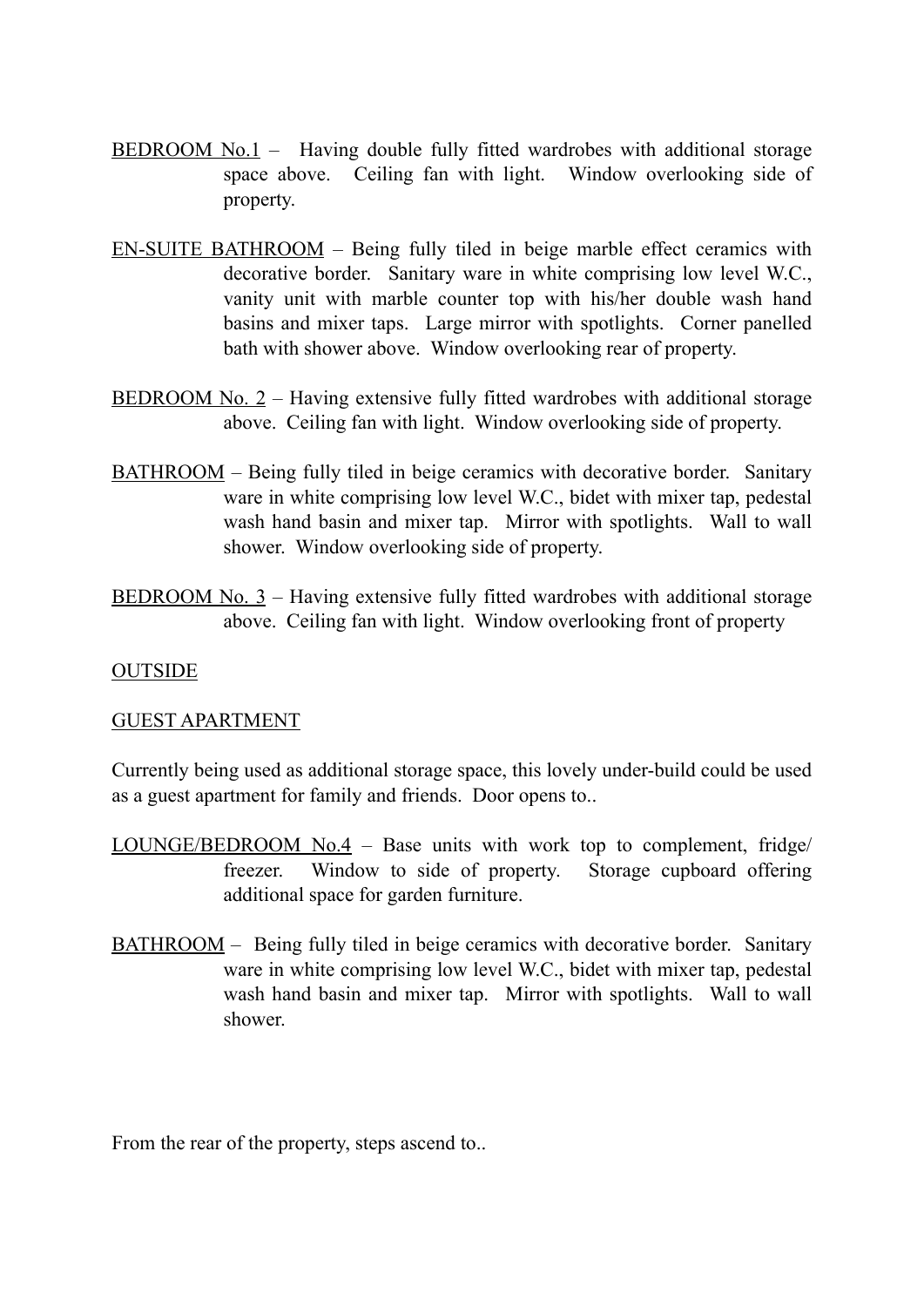<u>BEDROOM No.1</u> – Having double fully fitted wardrobes with additional storage space above. Ceiling fan with light. Window overlooking side of property.

<u>EN-SUITE BATHROOM</u> – Being fully tiled in beige marble effect ceramics with decorative border. Sanitary ware in white comprising low level W.C., vanity unit with marble counter top with his/her double wash hand basins and mixer taps. Large mirror with spotlights. Corner panelled bath with shower above. Window overlooking rear of property.

<u>BEDROOM No. 2</u> – Having extensive fully fitted wardrobes with additional storage above. Ceiling fan with light. Window overlooking side of property.

<u>BATHROOM</u> – Being fully tiled in beige ceramics with decorative border. Sanitary ware in white comprising low level W.C., bidet with mixer tap, pedestal wash hand basin and mixer tap. Mirror with spotlights. Wall to wall shower. Window overlooking side of property.

<u>BEDROOM No. 3</u> – Having extensive fully fitted wardrobes with additional storage above. Ceiling fan with light. Window overlooking front of property

<u>OUTSIDE</u>

<u>GUEST APARTMENT</u>

Currently being used as additional storage space, this lovely under-build could be used as a guest apartment for family and friends. Door opens to..

<u>LOUNGE/BEDROOM No.4</u> – Base units with work top to complement, fridge/ freezer. Window to side of property. Storage cupboard offering additional space for garden furniture.

<u>BATHROOM</u> – Being fully tiled in beige ceramics with decorative border. Sanitary ware in white comprising low level W.C., bidet with mixer tap, pedestal wash hand basin and mixer tap. Mirror with spotlights. Wall to wall shower.

From the rear of the property, steps ascend to..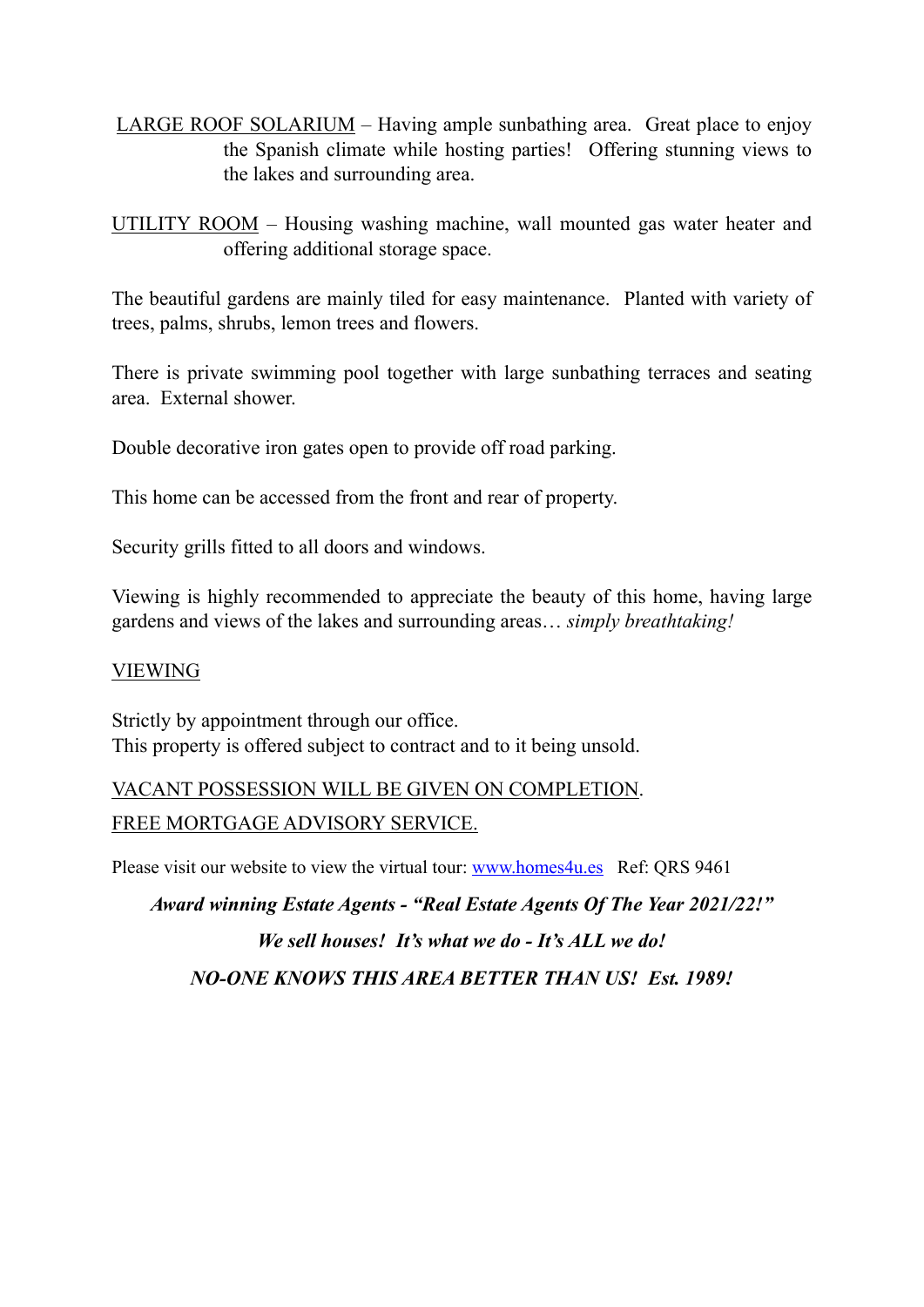LARGE ROOF SOLARIUM – Having ample sunbathing area. Great place to enjoy the Spanish climate while hosting parties! Offering stunning views to the lakes and surrounding area.

UTILITY ROOM – Housing washing machine, wall mounted gas water heater and offering additional storage space.

The beautiful gardens are mainly tiled for easy maintenance. Planted with variety of trees, palms, shrubs, lemon trees and flowers.

There is private swimming pool together with large sunbathing terraces and seating area. External shower.

Double decorative iron gates open to provide off road parking.

This home can be accessed from the front and rear of property.

Security grills fitted to all doors and windows.

Viewing is highly recommended to appreciate the beauty of this home, having large gardens and views of the lakes and surrounding areas… *simply breathtaking!*

VIEWING

Strictly by appointment through our office.
This property is offered subject to contract and to it being unsold.

VACANT POSSESSION WILL BE GIVEN ON COMPLETION.

FREE MORTGAGE ADVISORY SERVICE.

Please visit our website to view the virtual tour: www.homes4u.es Ref: QRS 9461

***Award winning Estate Agents - "Real Estate Agents Of The Year 2021/22!"***

***We sell houses! It's what we do - It's ALL we do!***

***NO-ONE KNOWS THIS AREA BETTER THAN US! Est. 1989!***